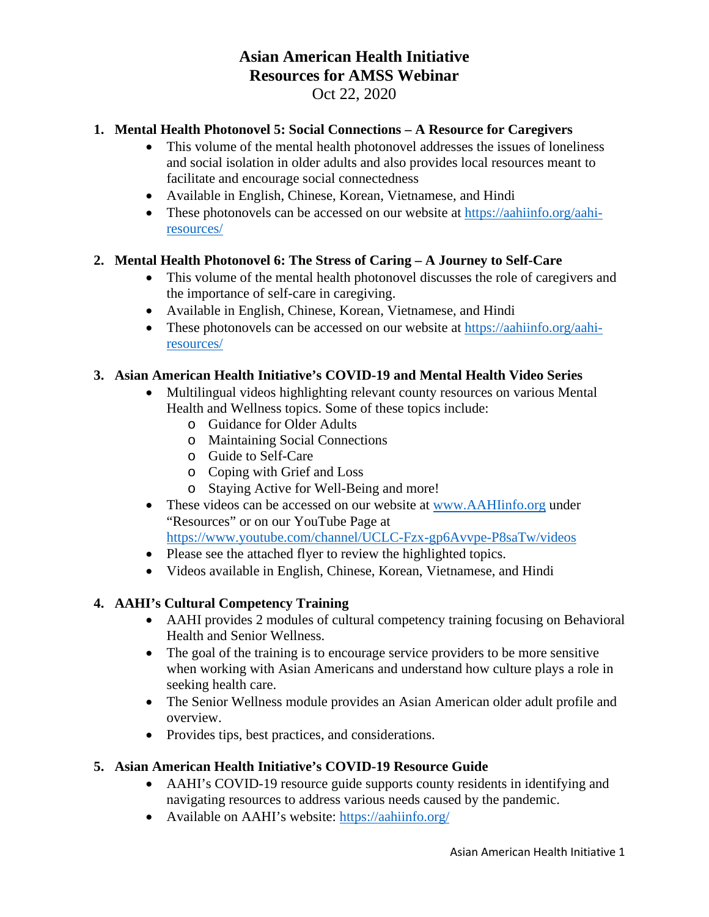# Asian American Health Initiative
# Resources for AMSS Webinar

Oct 22, 2020

1. **Mental Health Photonovel 5: Social Connections – A Resource for Caregivers**
   - This volume of the mental health photonovel addresses the issues of loneliness and social isolation in older adults and also provides local resources meant to facilitate and encourage social connectedness
   - Available in English, Chinese, Korean, Vietnamese, and Hindi
   - These photonovels can be accessed on our website at https://aahiinfo.org/aahi-resources/

2. **Mental Health Photonovel 6: The Stress of Caring – A Journey to Self-Care**
   - This volume of the mental health photonovel discusses the role of caregivers and the importance of self-care in caregiving.
   - Available in English, Chinese, Korean, Vietnamese, and Hindi
   - These photonovels can be accessed on our website at https://aahiinfo.org/aahi-resources/

3. **Asian American Health Initiative's COVID-19 and Mental Health Video Series**
   - Multilingual videos highlighting relevant county resources on various Mental Health and Wellness topics. Some of these topics include:
     - Guidance for Older Adults
     - Maintaining Social Connections
     - Guide to Self-Care
     - Coping with Grief and Loss
     - Staying Active for Well-Being and more!
   - These videos can be accessed on our website at www.AAHIinfo.org under "Resources" or on our YouTube Page at https://www.youtube.com/channel/UCLC-Fzx-gp6Avvpe-P8saTw/videos
   - Please see the attached flyer to review the highlighted topics.
   - Videos available in English, Chinese, Korean, Vietnamese, and Hindi

4. **AAHI's Cultural Competency Training**
   - AAHI provides 2 modules of cultural competency training focusing on Behavioral Health and Senior Wellness.
   - The goal of the training is to encourage service providers to be more sensitive when working with Asian Americans and understand how culture plays a role in seeking health care.
   - The Senior Wellness module provides an Asian American older adult profile and overview.
   - Provides tips, best practices, and considerations.

5. **Asian American Health Initiative's COVID-19 Resource Guide**
   - AAHI's COVID-19 resource guide supports county residents in identifying and navigating resources to address various needs caused by the pandemic.
   - Available on AAHI's website: https://aahiinfo.org/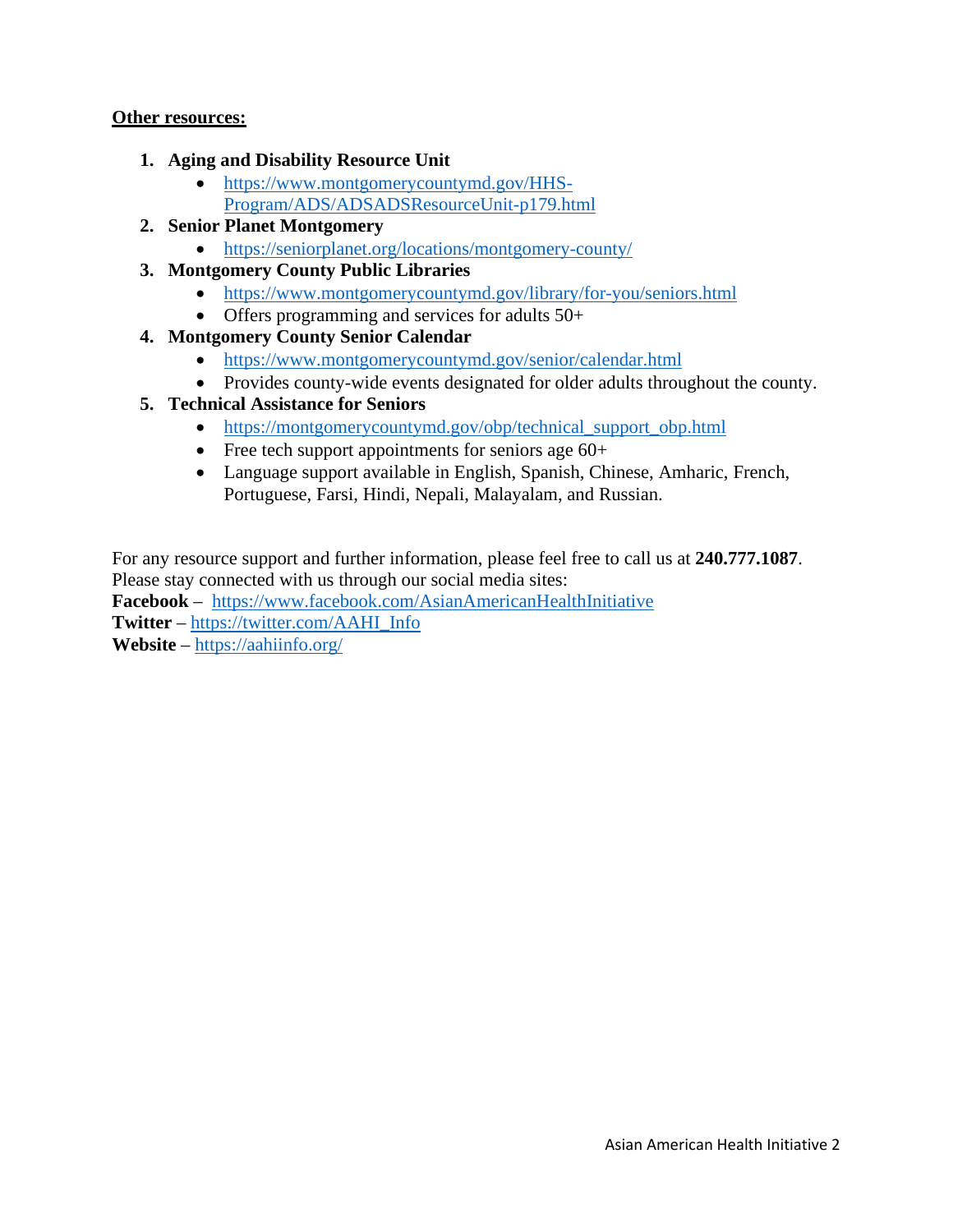**Other resources:**

1. **Aging and Disability Resource Unit**
   - https://www.montgomerycountymd.gov/HHS-Program/ADS/ADSADSResourceUnit-p179.html
2. **Senior Planet Montgomery**
   - https://seniorplanet.org/locations/montgomery-county/
3. **Montgomery County Public Libraries**
   - https://www.montgomerycountymd.gov/library/for-you/seniors.html
   - Offers programming and services for adults 50+
4. **Montgomery County Senior Calendar**
   - https://www.montgomerycountymd.gov/senior/calendar.html
   - Provides county-wide events designated for older adults throughout the county.
5. **Technical Assistance for Seniors**
   - https://montgomerycountymd.gov/obp/technical_support_obp.html
   - Free tech support appointments for seniors age 60+
   - Language support available in English, Spanish, Chinese, Amharic, French, Portuguese, Farsi, Hindi, Nepali, Malayalam, and Russian.

For any resource support and further information, please feel free to call us at **240.777.1087**.
Please stay connected with us through our social media sites:
**Facebook** – https://www.facebook.com/AsianAmericanHealthInitiative
**Twitter** – https://twitter.com/AAHI_Info
**Website** – https://aahiinfo.org/